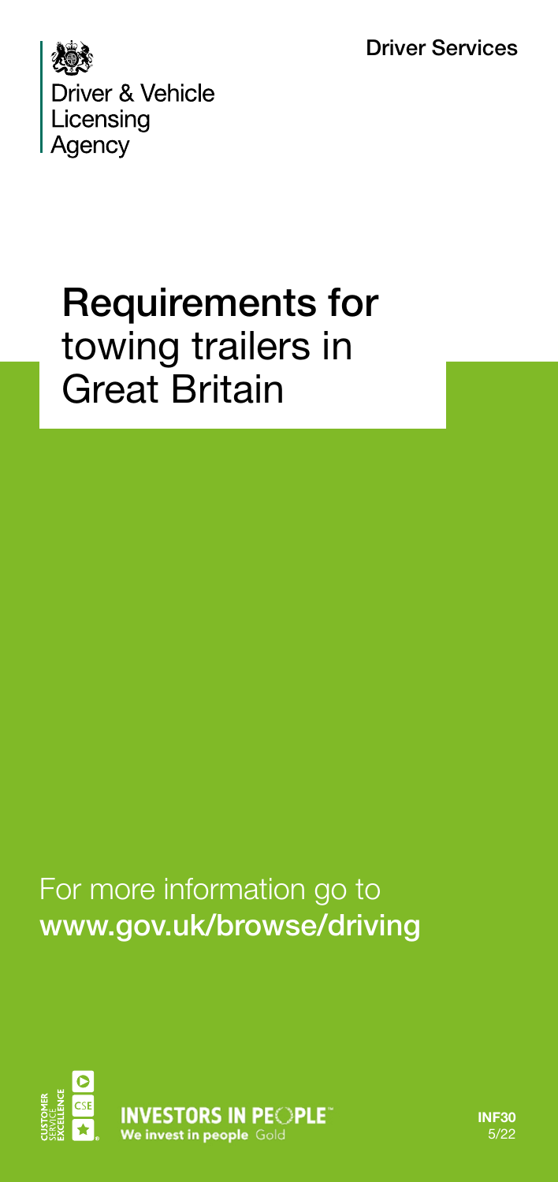Driver Services

Driver & Vehicle Licensing Agency

# Requirements for towing trailers in Great Britain

For more information go to **www.gov.uk/browse/driving**

INVESTORS IN PEOPLE
We invest in people Gold

**INF30**
5/22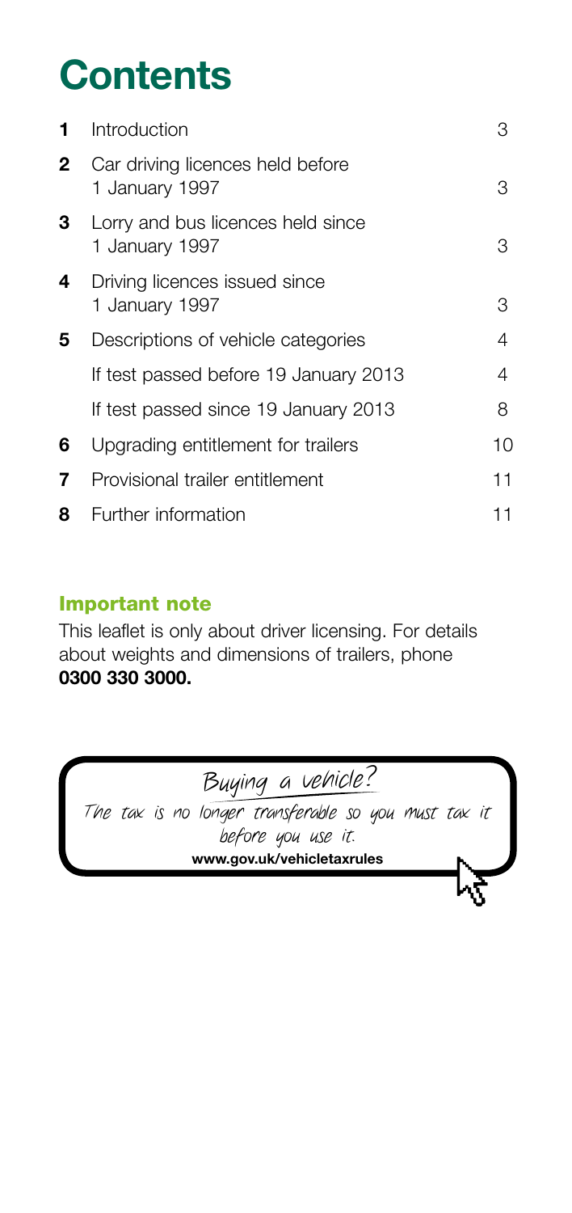# Contents

| | | |
|---|---|---|
| **1** | Introduction | 3 |
| **2** | Car driving licences held before 1 January 1997 | 3 |
| **3** | Lorry and bus licences held since 1 January 1997 | 3 |
| **4** | Driving licences issued since 1 January 1997 | 3 |
| **5** | Descriptions of vehicle categories | 4 |
| | If test passed before 19 January 2013 | 4 |
| | If test passed since 19 January 2013 | 8 |
| **6** | Upgrading entitlement for trailers | 10 |
| **7** | Provisional trailer entitlement | 11 |
| **8** | Further information | 11 |

### Important note

This leaflet is only about driver licensing. For details about weights and dimensions of trailers, phone **0300 330 3000.**

Buying a vehicle?

The tax is no longer transferable so you must tax it before you use it.

**www.gov.uk/vehicletaxrules**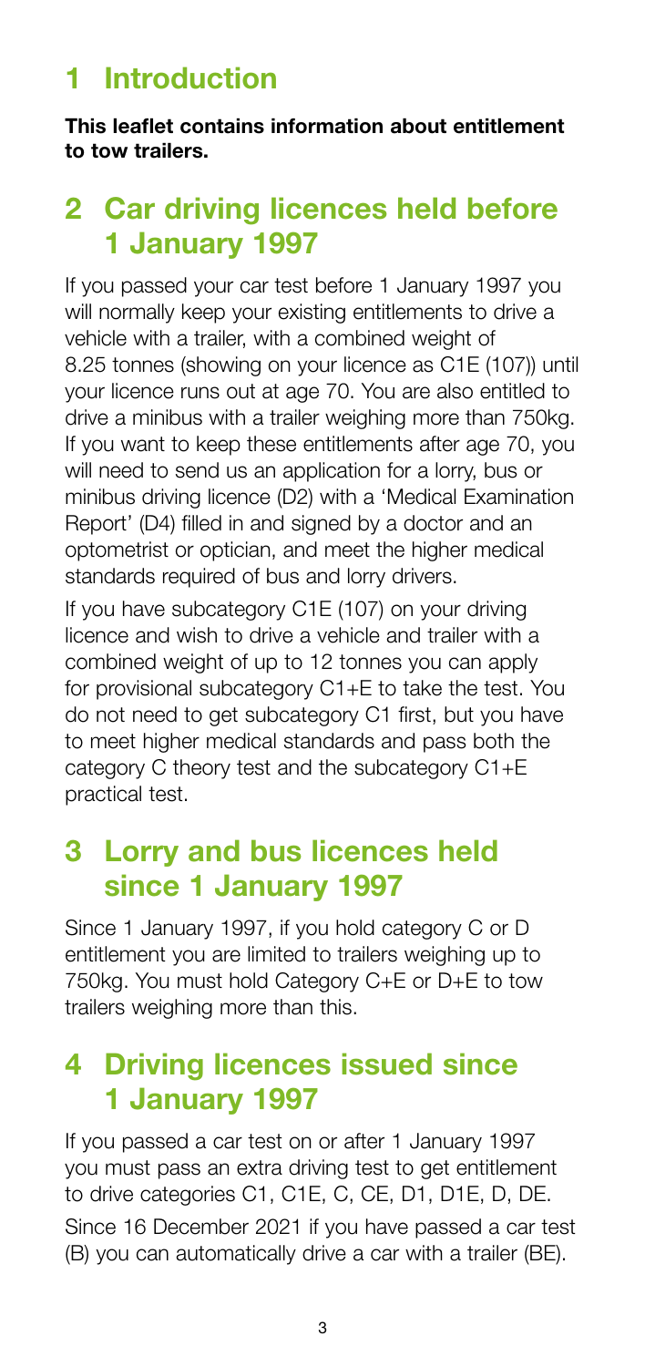## 1 Introduction

**This leaflet contains information about entitlement to tow trailers.**

## 2 Car driving licences held before 1 January 1997

If you passed your car test before 1 January 1997 you will normally keep your existing entitlements to drive a vehicle with a trailer, with a combined weight of 8.25 tonnes (showing on your licence as C1E (107)) until your licence runs out at age 70. You are also entitled to drive a minibus with a trailer weighing more than 750kg. If you want to keep these entitlements after age 70, you will need to send us an application for a lorry, bus or minibus driving licence (D2) with a 'Medical Examination Report' (D4) filled in and signed by a doctor and an optometrist or optician, and meet the higher medical standards required of bus and lorry drivers.

If you have subcategory C1E (107) on your driving licence and wish to drive a vehicle and trailer with a combined weight of up to 12 tonnes you can apply for provisional subcategory C1+E to take the test. You do not need to get subcategory C1 first, but you have to meet higher medical standards and pass both the category C theory test and the subcategory C1+E practical test.

## 3 Lorry and bus licences held since 1 January 1997

Since 1 January 1997, if you hold category C or D entitlement you are limited to trailers weighing up to 750kg. You must hold Category C+E or D+E to tow trailers weighing more than this.

## 4 Driving licences issued since 1 January 1997

If you passed a car test on or after 1 January 1997 you must pass an extra driving test to get entitlement to drive categories C1, C1E, C, CE, D1, D1E, D, DE.

Since 16 December 2021 if you have passed a car test (B) you can automatically drive a car with a trailer (BE).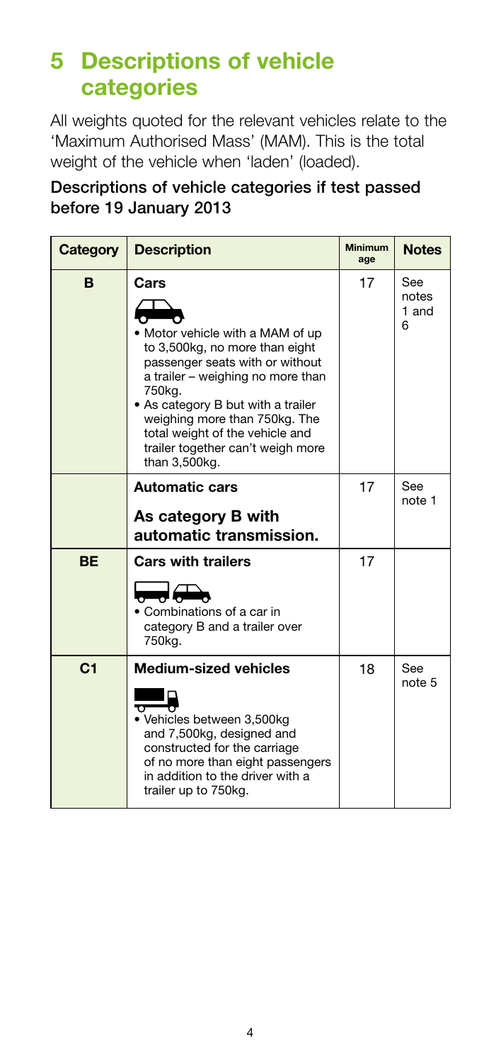# 5 Descriptions of vehicle categories

All weights quoted for the relevant vehicles relate to the 'Maximum Authorised Mass' (MAM). This is the total weight of the vehicle when 'laden' (loaded).

**Descriptions of vehicle categories if test passed before 19 January 2013**

| Category | Description | Minimum age | Notes |
|---|---|---|---|
| **B** | **Cars**<br>• Motor vehicle with a MAM of up to 3,500kg, no more than eight passenger seats with or without a trailer – weighing no more than 750kg.<br>• As category B but with a trailer weighing more than 750kg. The total weight of the vehicle and trailer together can't weigh more than 3,500kg. | 17 | See notes 1 and 6 |
| | **Automatic cars**<br>**As category B with automatic transmission.** | 17 | See note 1 |
| **BE** | **Cars with trailers**<br>• Combinations of a car in category B and a trailer over 750kg. | 17 | |
| **C1** | **Medium-sized vehicles**<br>• Vehicles between 3,500kg and 7,500kg, designed and constructed for the carriage of no more than eight passengers in addition to the driver with a trailer up to 750kg. | 18 | See note 5 |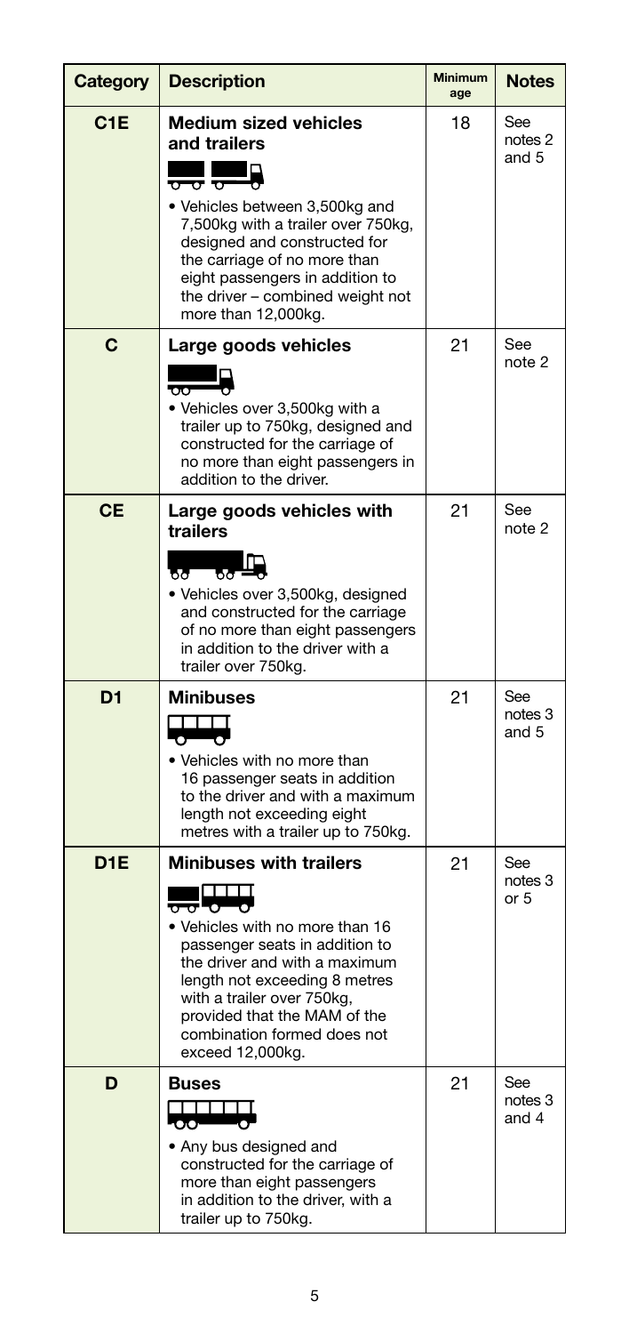| Category | Description | Minimum age | Notes |
|---|---|---|---|
| C1E | **Medium sized vehicles and trailers**<br>• Vehicles between 3,500kg and 7,500kg with a trailer over 750kg, designed and constructed for the carriage of no more than eight passengers in addition to the driver – combined weight not more than 12,000kg. | 18 | See notes 2 and 5 |
| C | **Large goods vehicles**<br>• Vehicles over 3,500kg with a trailer up to 750kg, designed and constructed for the carriage of no more than eight passengers in addition to the driver. | 21 | See note 2 |
| CE | **Large goods vehicles with trailers**<br>• Vehicles over 3,500kg, designed and constructed for the carriage of no more than eight passengers in addition to the driver with a trailer over 750kg. | 21 | See note 2 |
| D1 | **Minibuses**<br>• Vehicles with no more than 16 passenger seats in addition to the driver and with a maximum length not exceeding eight metres with a trailer up to 750kg. | 21 | See notes 3 and 5 |
| D1E | **Minibuses with trailers**<br>• Vehicles with no more than 16 passenger seats in addition to the driver and with a maximum length not exceeding 8 metres with a trailer over 750kg, provided that the MAM of the combination formed does not exceed 12,000kg. | 21 | See notes 3 or 5 |
| D | **Buses**<br>• Any bus designed and constructed for the carriage of more than eight passengers in addition to the driver, with a trailer up to 750kg. | 21 | See notes 3 and 4 |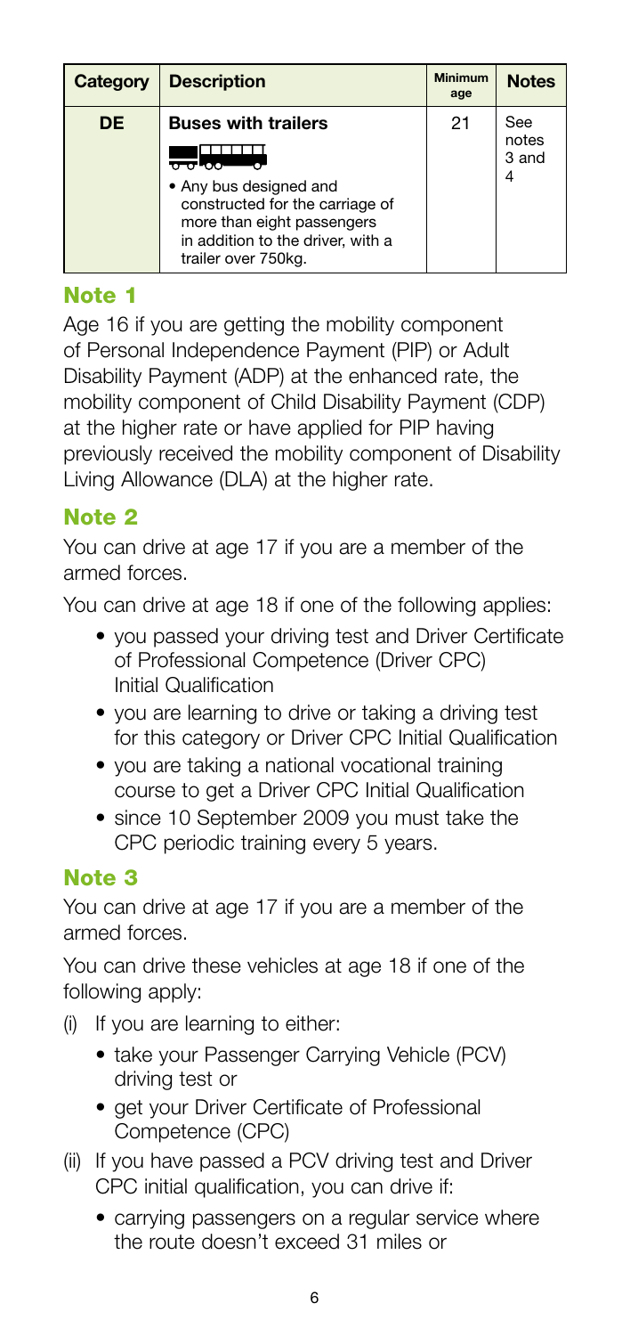| Category | Description | Minimum age | Notes |
| --- | --- | --- | --- |
| **DE** | **Buses with trailers** • Any bus designed and constructed for the carriage of more than eight passengers in addition to the driver, with a trailer over 750kg. | 21 | See notes 3 and 4 |

## Note 1

Age 16 if you are getting the mobility component of Personal Independence Payment (PIP) or Adult Disability Payment (ADP) at the enhanced rate, the mobility component of Child Disability Payment (CDP) at the higher rate or have applied for PIP having previously received the mobility component of Disability Living Allowance (DLA) at the higher rate.

## Note 2

You can drive at age 17 if you are a member of the armed forces.

You can drive at age 18 if one of the following applies:

- you passed your driving test and Driver Certificate of Professional Competence (Driver CPC) Initial Qualification
- you are learning to drive or taking a driving test for this category or Driver CPC Initial Qualification
- you are taking a national vocational training course to get a Driver CPC Initial Qualification
- since 10 September 2009 you must take the CPC periodic training every 5 years.

## Note 3

You can drive at age 17 if you are a member of the armed forces.

You can drive these vehicles at age 18 if one of the following apply:

(i) If you are learning to either:
  - take your Passenger Carrying Vehicle (PCV) driving test or
  - get your Driver Certificate of Professional Competence (CPC)

(ii) If you have passed a PCV driving test and Driver CPC initial qualification, you can drive if:
  - carrying passengers on a regular service where the route doesn't exceed 31 miles or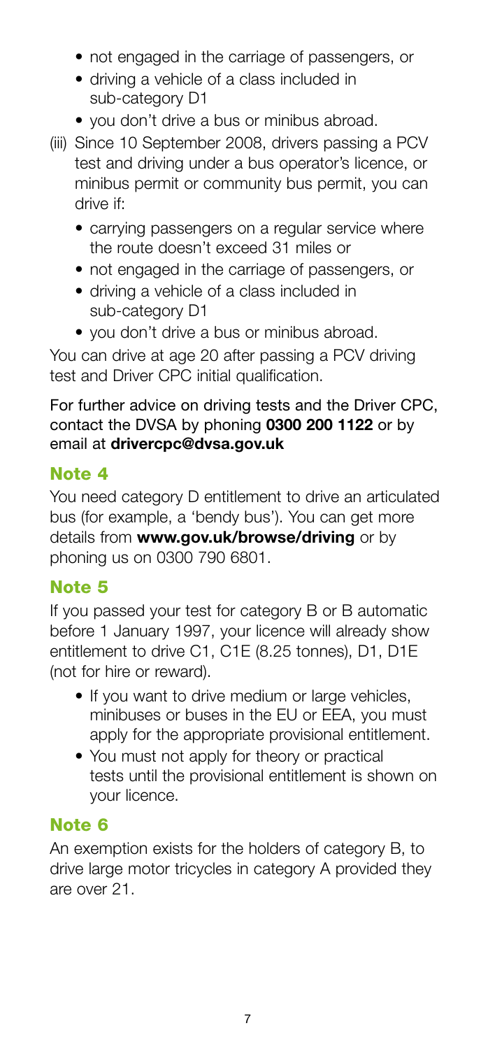- not engaged in the carriage of passengers, or
- driving a vehicle of a class included in sub-category D1
- you don't drive a bus or minibus abroad.

(iii) Since 10 September 2008, drivers passing a PCV test and driving under a bus operator's licence, or minibus permit or community bus permit, you can drive if:

- carrying passengers on a regular service where the route doesn't exceed 31 miles or
- not engaged in the carriage of passengers, or
- driving a vehicle of a class included in sub-category D1
- you don't drive a bus or minibus abroad.

You can drive at age 20 after passing a PCV driving test and Driver CPC initial qualification.

For further advice on driving tests and the Driver CPC, contact the DVSA by phoning **0300 200 1122** or by email at **drivercpc@dvsa.gov.uk**

## Note 4

You need category D entitlement to drive an articulated bus (for example, a 'bendy bus'). You can get more details from **www.gov.uk/browse/driving** or by phoning us on 0300 790 6801.

## Note 5

If you passed your test for category B or B automatic before 1 January 1997, your licence will already show entitlement to drive C1, C1E (8.25 tonnes), D1, D1E (not for hire or reward).

- If you want to drive medium or large vehicles, minibuses or buses in the EU or EEA, you must apply for the appropriate provisional entitlement.
- You must not apply for theory or practical tests until the provisional entitlement is shown on your licence.

## Note 6

An exemption exists for the holders of category B, to drive large motor tricycles in category A provided they are over 21.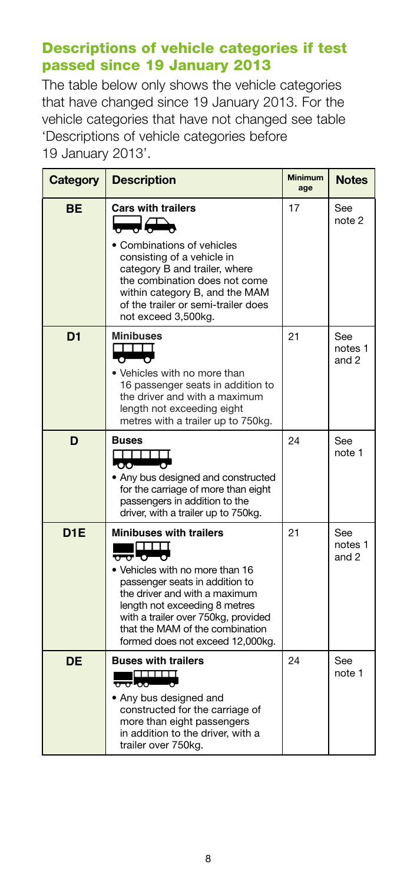## Descriptions of vehicle categories if test passed since 19 January 2013

The table below only shows the vehicle categories that have changed since 19 January 2013. For the vehicle categories that have not changed see table 'Descriptions of vehicle categories before 19 January 2013'.

| Category | Description | Minimum age | Notes |
|---|---|---|---|
| BE | **Cars with trailers**<br>• Combinations of vehicles consisting of a vehicle in category B and trailer, where the combination does not come within category B, and the MAM of the trailer or semi-trailer does not exceed 3,500kg. | 17 | See note 2 |
| D1 | **Minibuses**<br>• Vehicles with no more than 16 passenger seats in addition to the driver and with a maximum length not exceeding eight metres with a trailer up to 750kg. | 21 | See notes 1 and 2 |
| D | **Buses**<br>• Any bus designed and constructed for the carriage of more than eight passengers in addition to the driver, with a trailer up to 750kg. | 24 | See note 1 |
| D1E | **Minibuses with trailers**<br>• Vehicles with no more than 16 passenger seats in addition to the driver and with a maximum length not exceeding 8 metres with a trailer over 750kg, provided that the MAM of the combination formed does not exceed 12,000kg. | 21 | See notes 1 and 2 |
| DE | **Buses with trailers**<br>• Any bus designed and constructed for the carriage of more than eight passengers in addition to the driver, with a trailer over 750kg. | 24 | See note 1 |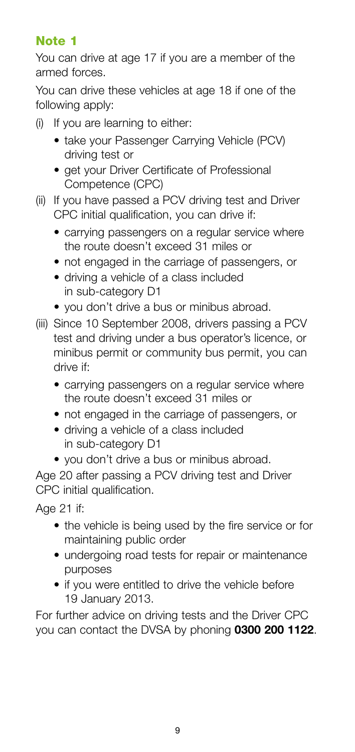## Note 1

You can drive at age 17 if you are a member of the armed forces.

You can drive these vehicles at age 18 if one of the following apply:

(i) If you are learning to either:
  - take your Passenger Carrying Vehicle (PCV) driving test or
  - get your Driver Certificate of Professional Competence (CPC)

(ii) If you have passed a PCV driving test and Driver CPC initial qualification, you can drive if:
  - carrying passengers on a regular service where the route doesn't exceed 31 miles or
  - not engaged in the carriage of passengers, or
  - driving a vehicle of a class included in sub-category D1
  - you don't drive a bus or minibus abroad.

(iii) Since 10 September 2008, drivers passing a PCV test and driving under a bus operator's licence, or minibus permit or community bus permit, you can drive if:
  - carrying passengers on a regular service where the route doesn't exceed 31 miles or
  - not engaged in the carriage of passengers, or
  - driving a vehicle of a class included in sub-category D1
  - you don't drive a bus or minibus abroad.

Age 20 after passing a PCV driving test and Driver CPC initial qualification.

Age 21 if:

- the vehicle is being used by the fire service or for maintaining public order
- undergoing road tests for repair or maintenance purposes
- if you were entitled to drive the vehicle before 19 January 2013.

For further advice on driving tests and the Driver CPC you can contact the DVSA by phoning **0300 200 1122**.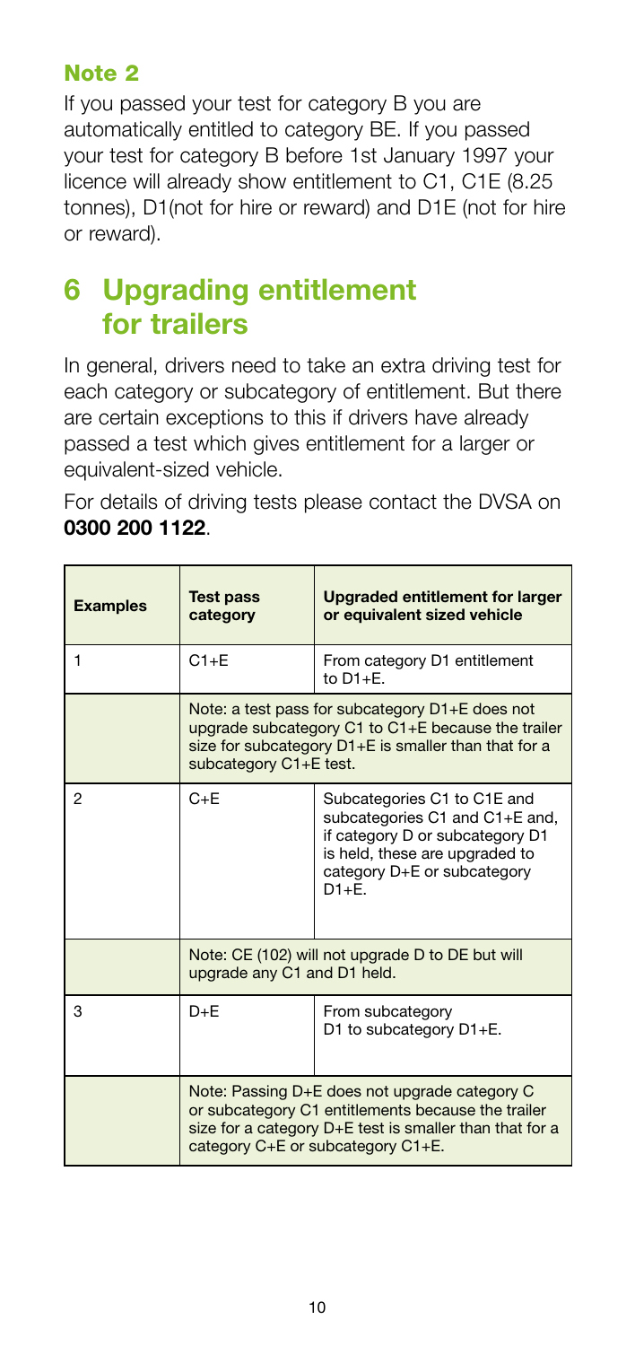### Note 2

If you passed your test for category B you are automatically entitled to category BE. If you passed your test for category B before 1st January 1997 your licence will already show entitlement to C1, C1E (8.25 tonnes), D1(not for hire or reward) and D1E (not for hire or reward).

## 6 Upgrading entitlement for trailers

In general, drivers need to take an extra driving test for each category or subcategory of entitlement. But there are certain exceptions to this if drivers have already passed a test which gives entitlement for a larger or equivalent-sized vehicle.

For details of driving tests please contact the DVSA on **0300 200 1122**.

| Examples | Test pass category | Upgraded entitlement for larger or equivalent sized vehicle |
|---|---|---|
| 1 | C1+E | From category D1 entitlement to D1+E. |
| | Note: a test pass for subcategory D1+E does not upgrade subcategory C1 to C1+E because the trailer size for subcategory D1+E is smaller than that for a subcategory C1+E test. | |
| 2 | C+E | Subcategories C1 to C1E and subcategories C1 and C1+E and, if category D or subcategory D1 is held, these are upgraded to category D+E or subcategory D1+E. |
| | Note: CE (102) will not upgrade D to DE but will upgrade any C1 and D1 held. | |
| 3 | D+E | From subcategory D1 to subcategory D1+E. |
| | Note: Passing D+E does not upgrade category C or subcategory C1 entitlements because the trailer size for a category D+E test is smaller than that for a category C+E or subcategory C1+E. | |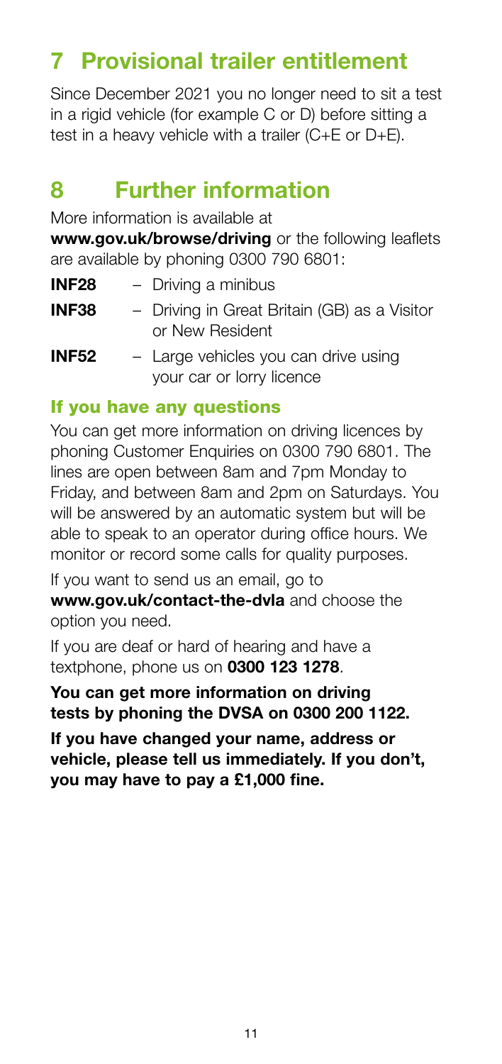## 7 Provisional trailer entitlement

Since December 2021 you no longer need to sit a test in a rigid vehicle (for example C or D) before sitting a test in a heavy vehicle with a trailer (C+E or D+E).

## 8 Further information

More information is available at **www.gov.uk/browse/driving** or the following leaflets are available by phoning 0300 790 6801:

- **INF28** – Driving a minibus
- **INF38** – Driving in Great Britain (GB) as a Visitor or New Resident
- **INF52** – Large vehicles you can drive using your car or lorry licence

### If you have any questions

You can get more information on driving licences by phoning Customer Enquiries on 0300 790 6801. The lines are open between 8am and 7pm Monday to Friday, and between 8am and 2pm on Saturdays. You will be answered by an automatic system but will be able to speak to an operator during office hours. We monitor or record some calls for quality purposes.

If you want to send us an email, go to **www.gov.uk/contact-the-dvla** and choose the option you need.

If you are deaf or hard of hearing and have a textphone, phone us on **0300 123 1278**.

**You can get more information on driving tests by phoning the DVSA on 0300 200 1122.**

**If you have changed your name, address or vehicle, please tell us immediately. If you don't, you may have to pay a £1,000 fine.**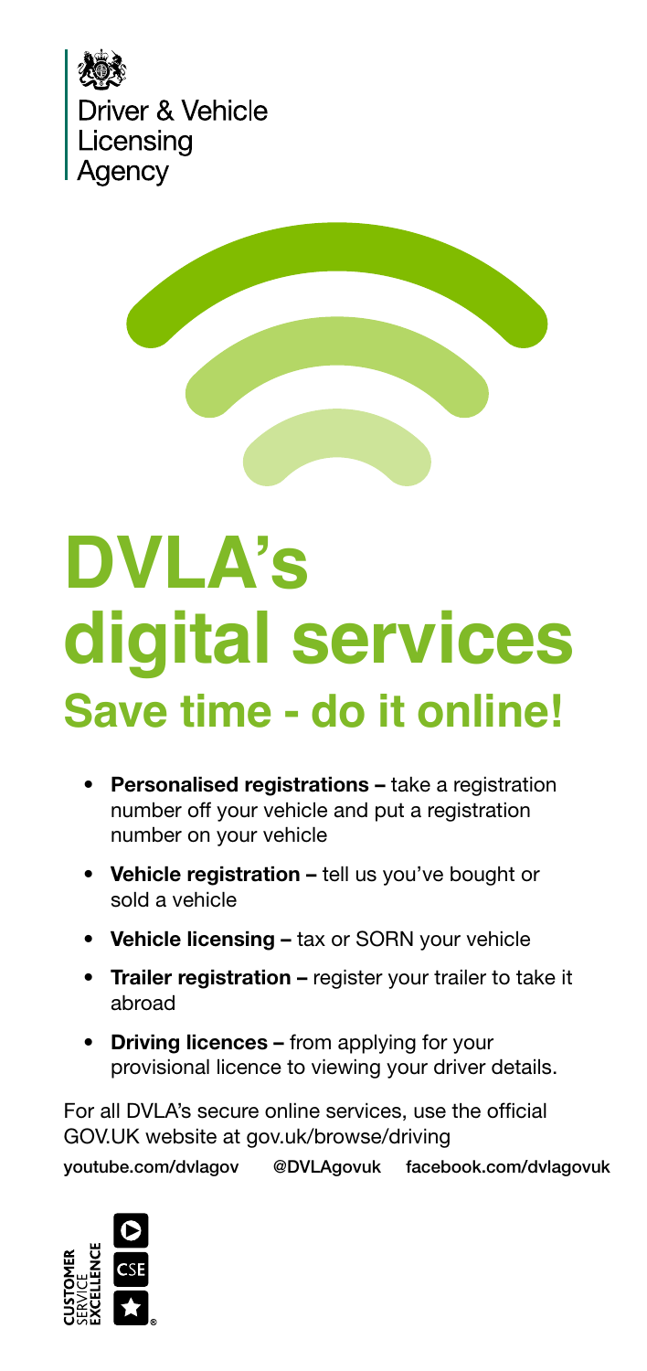Driver & Vehicle Licensing Agency

# DVLA's digital services

## Save time - do it online!

- **Personalised registrations –** take a registration number off your vehicle and put a registration number on your vehicle
- **Vehicle registration –** tell us you've bought or sold a vehicle
- **Vehicle licensing –** tax or SORN your vehicle
- **Trailer registration –** register your trailer to take it abroad
- **Driving licences –** from applying for your provisional licence to viewing your driver details.

For all DVLA's secure online services, use the official GOV.UK website at gov.uk/browse/driving

youtube.com/dvlagov @DVLAgovuk facebook.com/dvlagovuk

CUSTOMER SERVICE EXCELLENCE CSE